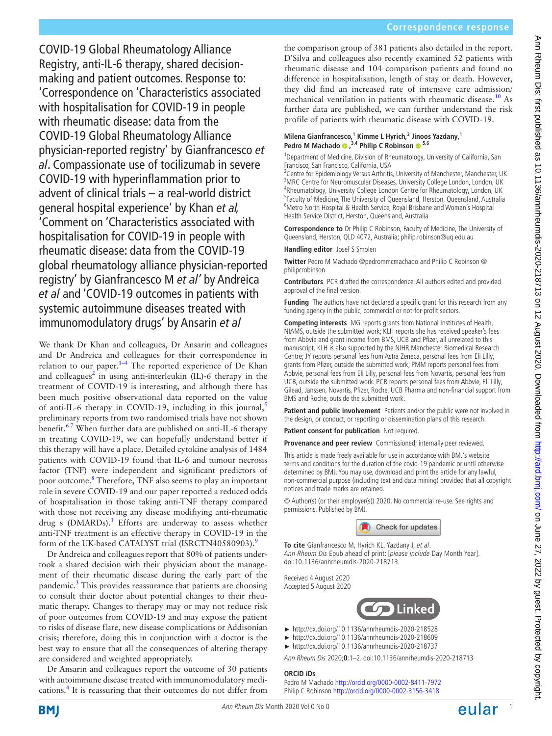# COVID-19 Global Rheumatology Alliance Registry, anti-IL-6 therapy, shared decision-making and patient outcomes. Response to: 'Correspondence on 'Characteristics associated with hospitalisation for COVID-19 in people with rheumatic disease: data from the COVID-19 Global Rheumatology Alliance physician-reported registry' by Gianfrancesco *et al*. Compassionate use of tocilizumab in severe COVID-19 with hyperinflammation prior to advent of clinical trials – a real-world district general hospital experience' by Khan *et al*, 'Comment on 'Characteristics associated with hospitalisation for COVID-19 in people with rheumatic disease: data from the COVID-19 global rheumatology alliance physician-reported registry' by Gianfrancesco M *et al*' by Andreica *et al* and 'COVID-19 outcomes in patients with systemic autoimmune diseases treated with immunomodulatory drugs' by Ansarin *et al*

We thank Dr Khan and colleagues, Dr Ansarin and colleagues and Dr Andreica and colleagues for their correspondence in relation to our paper.[1–4] The reported experience of Dr Khan and colleagues[2] in using anti-interleukin (IL)-6 therapy in the treatment of COVID-19 is interesting, and although there has been much positive observational data reported on the value of anti-IL-6 therapy in COVID-19, including in this journal,[5] preliminary reports from two randomised trials have not shown benefit.[6 7] When further data are published on anti-IL-6 therapy in treating COVID-19, we can hopefully understand better if this therapy will have a place. Detailed cytokine analysis of 1484 patients with COVID-19 found that IL-6 and tumour necrosis factor (TNF) were independent and significant predictors of poor outcome.[8] Therefore, TNF also seems to play an important role in severe COVID-19 and our paper reported a reduced odds of hospitalisation in those taking anti-TNF therapy compared with those not receiving any disease modifying anti-rheumatic drug s (DMARDs).[1] Efforts are underway to assess whether anti-TNF treatment is an effective therapy in COVID-19 in the form of the UK-based CATALYST trial (ISRCTN40580903).[9]

Dr Andreica and colleagues report that 80% of patients undertook a shared decision with their physician about the management of their rheumatic disease during the early part of the pandemic.[3] This provides reassurance that patients are choosing to consult their doctor about potential changes to their rheumatic therapy. Changes to therapy may or may not reduce risk of poor outcomes from COVID-19 and may expose the patient to risks of disease flare, new disease complications or Addisonian crisis; therefore, doing this in conjunction with a doctor is the best way to ensure that all the consequences of altering therapy are considered and weighted appropriately.

Dr Ansarin and colleagues report the outcome of 30 patients with autoimmune disease treated with immunomodulatory medications.[4] It is reassuring that their outcomes do not differ from the comparison group of 381 patients also detailed in the report. D'Silva and colleagues also recently examined 52 patients with rheumatic disease and 104 comparison patients and found no difference in hospitalisation, length of stay or death. However, they did find an increased rate of intensive care admission/mechanical ventilation in patients with rheumatic disease.[10] As further data are published, we can further understand the risk profile of patients with rheumatic disease with COVID-19.

**Milena Gianfrancesco,[1] Kimme L Hyrich,[2] Jinoos Yazdany,[1] Pedro M Machado ,[3,4] Philip C Robinson [5,6]**

[1]Department of Medicine, Division of Rheumatology, University of California, San Francisco, San Francisco, California, USA
[2]Centre for Epidemiology Versus Arthritis, University of Manchester, Manchester, UK
[3]MRC Centre for Neuromuscular Diseases, University College London, London, UK
[4]Rheumatology, University College London Centre for Rheumatology, London, UK
[5]Faculty of Medicine, The University of Queensland, Herston, Queensland, Australia
[6]Metro North Hospital & Health Service, Royal Brisbane and Woman's Hospital Health Service District, Herston, Queensland, Australia

**Correspondence to** Dr Philip C Robinson, Faculty of Medicine, The University of Queensland, Herston, QLD 4072, Australia; philip.robinson@uq.edu.au

**Handling editor** Josef S Smolen

**Twitter** Pedro M Machado @pedrommcmachado and Philip C Robinson @philipcrobinson

**Contributors** PCR drafted the correspondence. All authors edited and provided approval of the final version.

**Funding** The authors have not declared a specific grant for this research from any funding agency in the public, commercial or not-for-profit sectors.

**Competing interests** MG reports grants from National Institutes of Health, NIAMS, outside the submitted work; KLH reports she has received speaker's fees from Abbvie and grant income from BMS, UCB and Pfizer, all unrelated to this manuscript. KLH is also supported by the NIHR Manchester Biomedical Research Centre; JY reports personal fees from Astra Zeneca, personal fees from Eli Lilly, grants from Pfizer, outside the submitted work; PMM reports personal fees from Abbvie, personal fees from Eli Lilly, personal fees from Novartis, personal fees from UCB, outside the submitted work. PCR reports personal fees from Abbvie, Eli Lilly, Gilead, Janssen, Novartis, Pfizer, Roche, UCB Pharma and non-financial support from BMS and Roche, outside the submitted work.

**Patient and public involvement** Patients and/or the public were not involved in the design, or conduct, or reporting or dissemination plans of this research.

**Patient consent for publication** Not required.

**Provenance and peer review** Commissioned; internally peer reviewed.

This article is made freely available for use in accordance with BMJ's website terms and conditions for the duration of the covid-19 pandemic or until otherwise determined by BMJ. You may use, download and print the article for any lawful, non-commercial purpose (including text and data mining) provided that all copyright notices and trade marks are retained.

© Author(s) (or their employer(s)) 2020. No commercial re-use. See rights and permissions. Published by BMJ.

**To cite** Gianfrancesco M, Hyrich KL, Yazdany J, *et al*. *Ann Rheum Dis* Epub ahead of print: [*please include* Day Month Year]. doi:10.1136/annrheumdis-2020-218713

Received 4 August 2020
Accepted 5 August 2020

- http://dx.doi.org/10.1136/annrheumdis-2020-218528
- http://dx.doi.org/10.1136/annrheumdis-2020-218609
- http://dx.doi.org/10.1136/annrheumdis-2020-218737

*Ann Rheum Dis* 2020;**0**:1–2. doi:10.1136/annrheumdis-2020-218713

**ORCID iDs**
Pedro M Machado http://orcid.org/0000-0002-8411-7972
Philip C Robinson http://orcid.org/0000-0002-3156-3418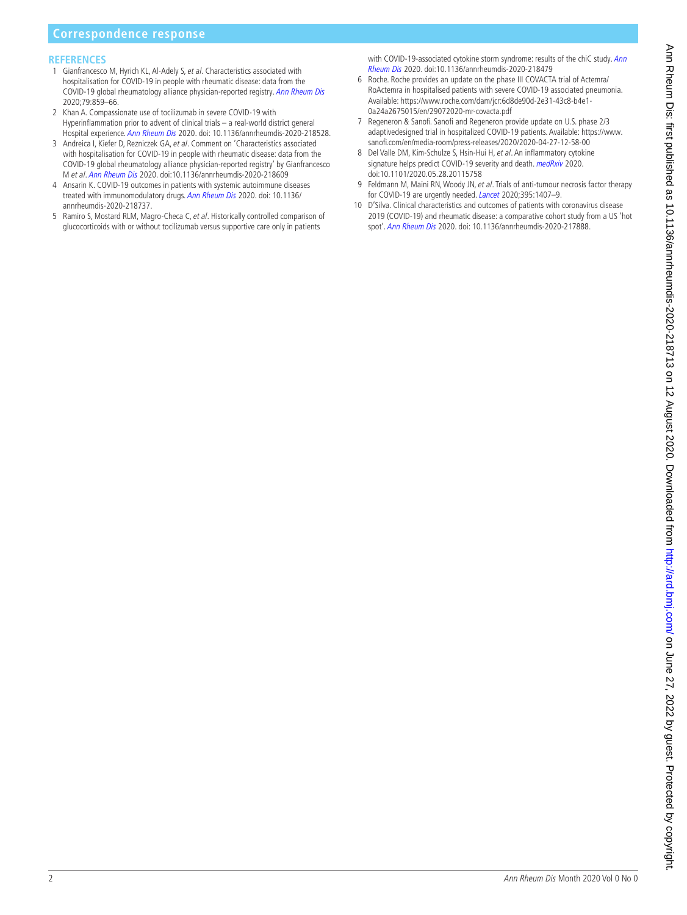## REFERENCES

1. Gianfrancesco M, Hyrich KL, Al-Adely S, *et al*. Characteristics associated with hospitalisation for COVID-19 in people with rheumatic disease: data from the COVID-19 global rheumatology alliance physician-reported registry. *Ann Rheum Dis* 2020;79:859–66.
2. Khan A. Compassionate use of tocilizumab in severe COVID-19 with Hyperinflammation prior to advent of clinical trials – a real-world district general Hospital experience. *Ann Rheum Dis* 2020. doi: 10.1136/annrheumdis-2020-218528.
3. Andreica I, Kiefer D, Rezniczek GA, *et al*. Comment on 'Characteristics associated with hospitalisation for COVID-19 in people with rheumatic disease: data from the COVID-19 global rheumatology alliance physician-reported registry' by Gianfrancesco M *et al*. *Ann Rheum Dis* 2020. doi:10.1136/annrheumdis-2020-218609
4. Ansarin K. COVID-19 outcomes in patients with systemic autoimmune diseases treated with immunomodulatory drugs. *Ann Rheum Dis* 2020. doi: 10.1136/annrheumdis-2020-218737.
5. Ramiro S, Mostard RLM, Magro-Checa C, *et al*. Historically controlled comparison of glucocorticoids with or without tocilizumab versus supportive care only in patients with COVID-19-associated cytokine storm syndrome: results of the chiC study. *Ann Rheum Dis* 2020. doi:10.1136/annrheumdis-2020-218479
6. Roche. Roche provides an update on the phase III COVACTA trial of Actemra/RoActemra in hospitalised patients with severe COVID-19 associated pneumonia. Available: https://www.roche.com/dam/jcr:6d8de90d-2e31-43c8-b4e1-0a24a2675015/en/29072020-mr-covacta.pdf
7. Regeneron & Sanofi. Sanofi and Regeneron provide update on U.S. phase 2/3 adaptivedesigned trial in hospitalized COVID-19 patients. Available: https://www.sanofi.com/en/media-room/press-releases/2020/2020-04-27-12-58-00
8. Del Valle DM, Kim-Schulze S, Hsin-Hui H, *et al*. An inflammatory cytokine signature helps predict COVID-19 severity and death. *medRxiv* 2020. doi:10.1101/2020.05.28.20115758
9. Feldmann M, Maini RN, Woody JN, *et al*. Trials of anti-tumour necrosis factor therapy for COVID-19 are urgently needed. *Lancet* 2020;395:1407–9.
10. D'Silva. Clinical characteristics and outcomes of patients with coronavirus disease 2019 (COVID-19) and rheumatic disease: a comparative cohort study from a US 'hot spot'. *Ann Rheum Dis* 2020. doi: 10.1136/annrheumdis-2020-217888.